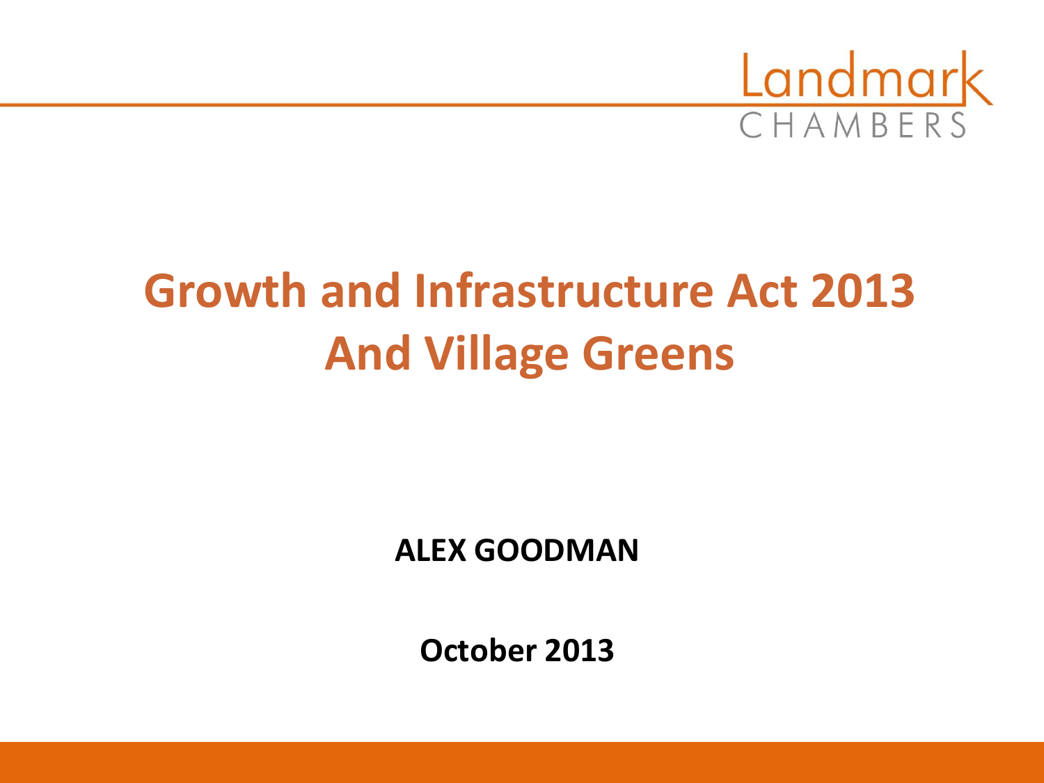Landmark CHAMBERS

# Growth and Infrastructure Act 2013 And Village Greens

**ALEX GOODMAN**

**October 2013**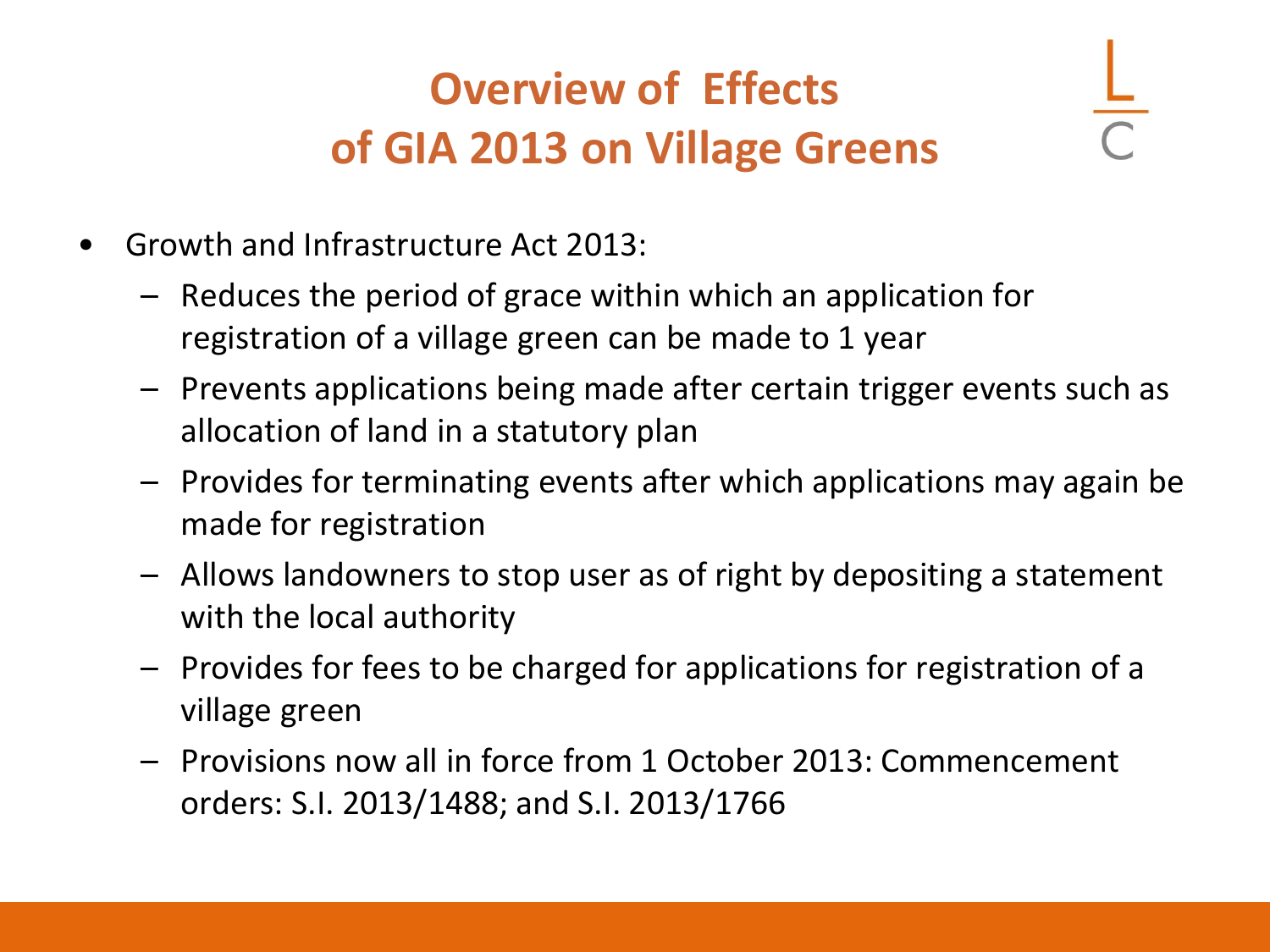# Overview of Effects of GIA 2013 on Village Greens

- Growth and Infrastructure Act 2013:
  - Reduces the period of grace within which an application for registration of a village green can be made to 1 year
  - Prevents applications being made after certain trigger events such as allocation of land in a statutory plan
  - Provides for terminating events after which applications may again be made for registration
  - Allows landowners to stop user as of right by depositing a statement with the local authority
  - Provides for fees to be charged for applications for registration of a village green
  - Provisions now all in force from 1 October 2013: Commencement orders: S.I. 2013/1488; and S.I. 2013/1766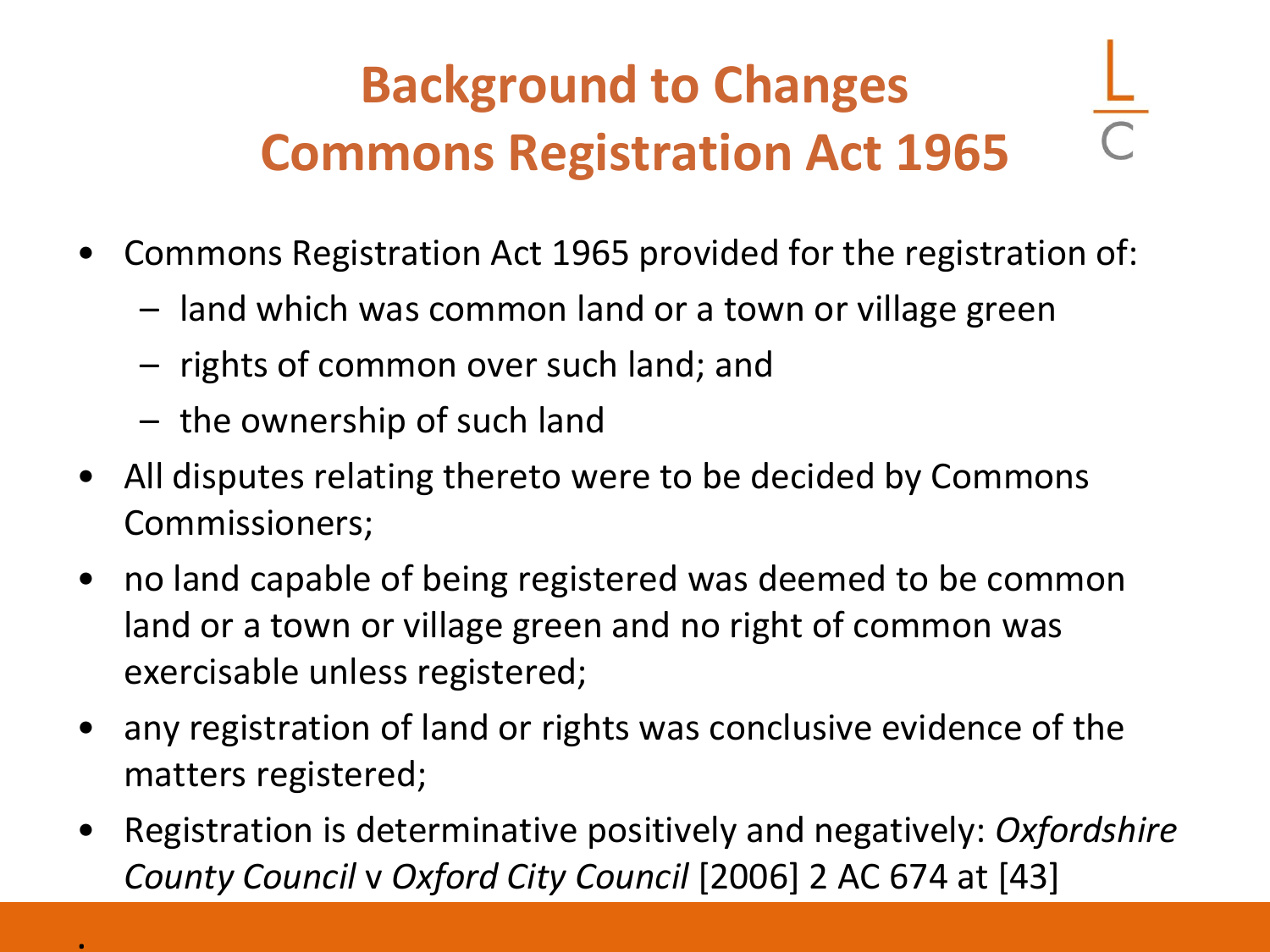# Background to Changes
# Commons Registration Act 1965

- Commons Registration Act 1965 provided for the registration of:
  - land which was common land or a town or village green
  - rights of common over such land; and
  - the ownership of such land
- All disputes relating thereto were to be decided by Commons Commissioners;
- no land capable of being registered was deemed to be common land or a town or village green and no right of common was exercisable unless registered;
- any registration of land or rights was conclusive evidence of the matters registered;
- Registration is determinative positively and negatively: *Oxfordshire County Council* v *Oxford City Council* [2006] 2 AC 674 at [43]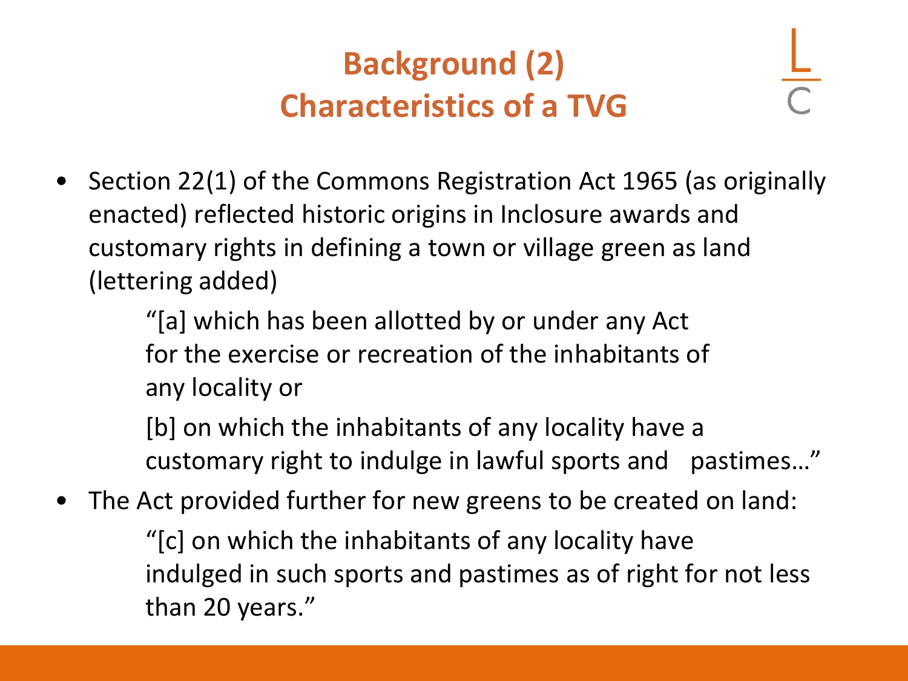# Background (2)
## Characteristics of a TVG

- Section 22(1) of the Commons Registration Act 1965 (as originally enacted) reflected historic origins in Inclosure awards and customary rights in defining a town or village green as land (lettering added)

  > "[a] which has been allotted by or under any Act for the exercise or recreation of the inhabitants of any locality or
  >
  > [b] on which the inhabitants of any locality have a customary right to indulge in lawful sports and pastimes…"

- The Act provided further for new greens to be created on land:

  > "[c] on which the inhabitants of any locality have indulged in such sports and pastimes as of right for not less than 20 years."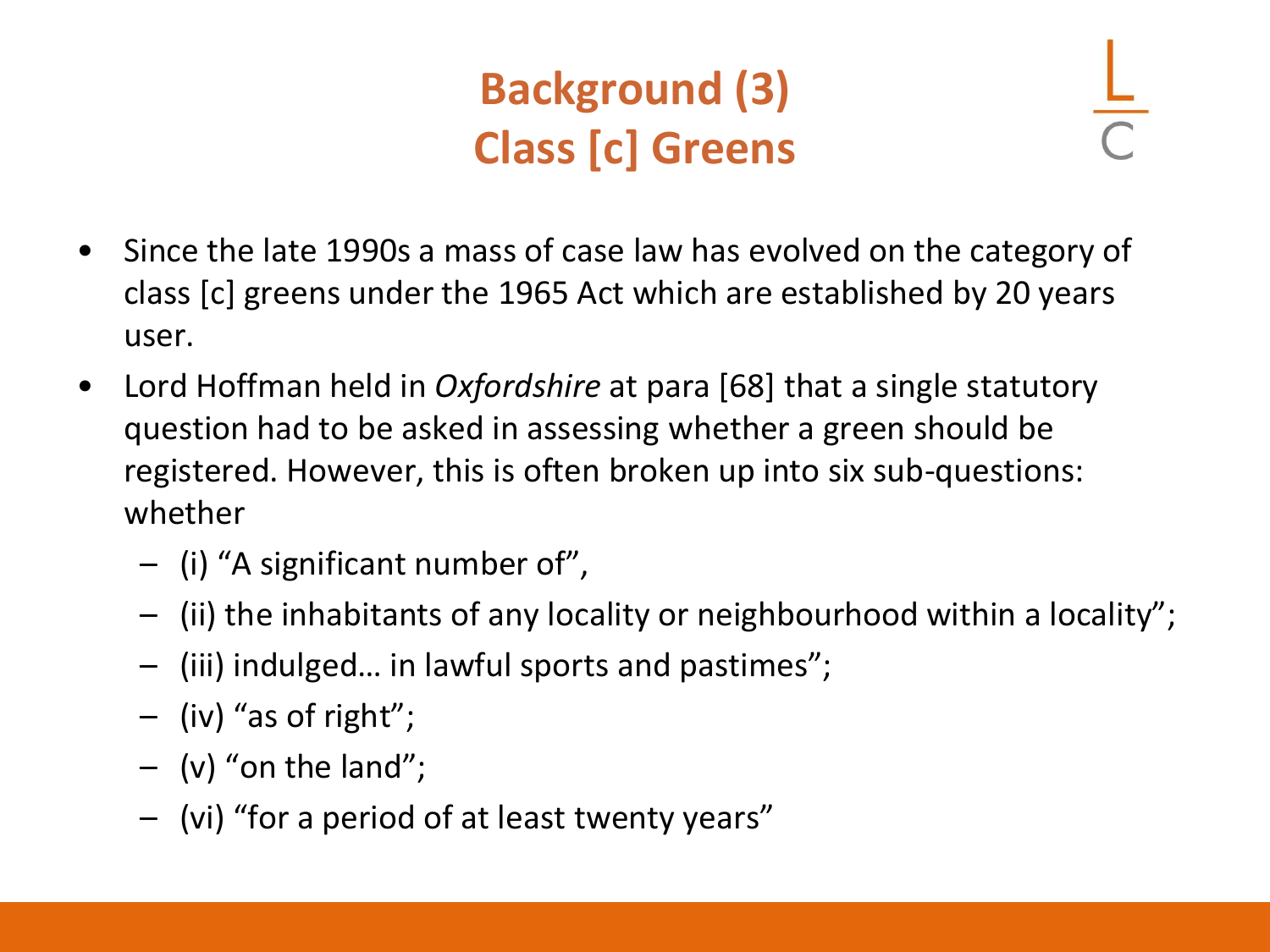# Background (3)
## Class [c] Greens

- Since the late 1990s a mass of case law has evolved on the category of class [c] greens under the 1965 Act which are established by 20 years user.
- Lord Hoffman held in *Oxfordshire* at para [68] that a single statutory question had to be asked in assessing whether a green should be registered. However, this is often broken up into six sub-questions: whether
  - (i) "A significant number of",
  - (ii) the inhabitants of any locality or neighbourhood within a locality";
  - (iii) indulged… in lawful sports and pastimes";
  - (iv) "as of right";
  - (v) "on the land";
  - (vi) "for a period of at least twenty years"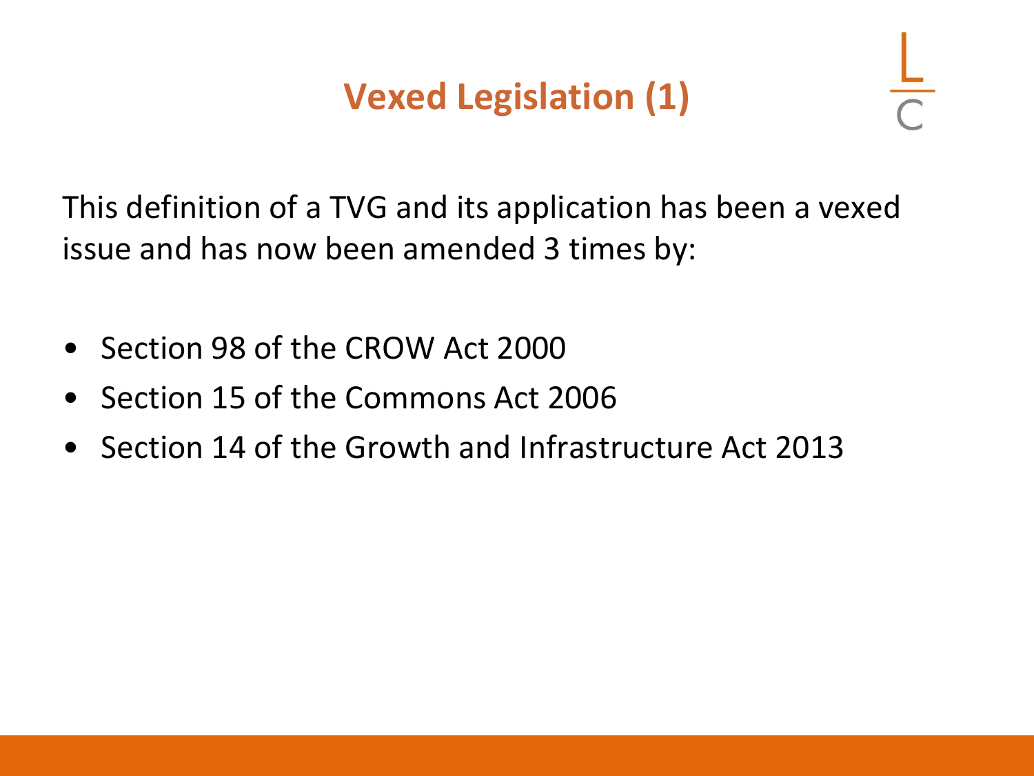# Vexed Legislation (1)

This definition of a TVG and its application has been a vexed issue and has now been amended 3 times by:

- Section 98 of the CROW Act 2000
- Section 15 of the Commons Act 2006
- Section 14 of the Growth and Infrastructure Act 2013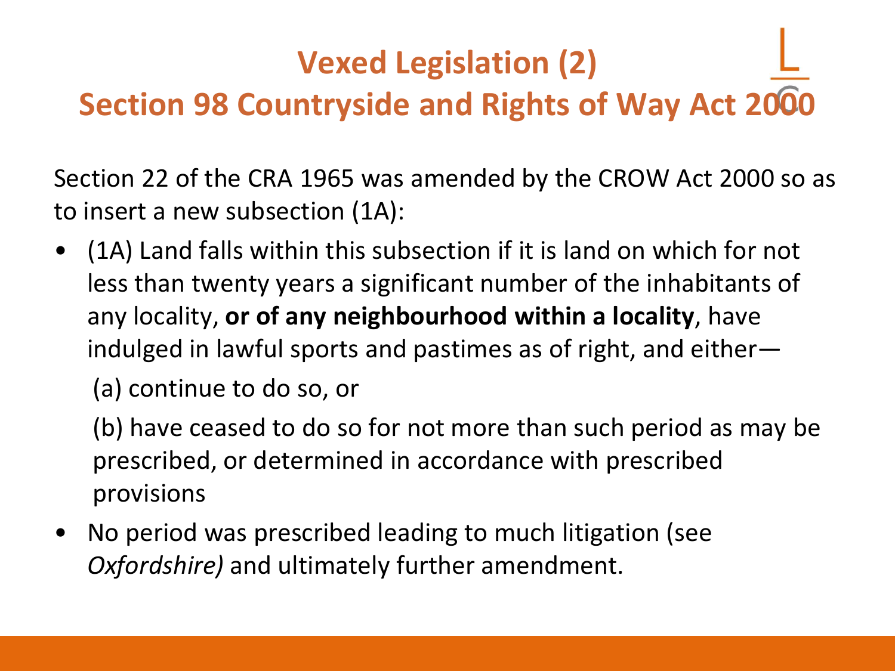# Vexed Legislation (2)
## Section 98 Countryside and Rights of Way Act 2000

Section 22 of the CRA 1965 was amended by the CROW Act 2000 so as to insert a new subsection (1A):

- (1A) Land falls within this subsection if it is land on which for not less than twenty years a significant number of the inhabitants of any locality, **or of any neighbourhood within a locality**, have indulged in lawful sports and pastimes as of right, and either—

  (a) continue to do so, or

  (b) have ceased to do so for not more than such period as may be prescribed, or determined in accordance with prescribed provisions

- No period was prescribed leading to much litigation (see *Oxfordshire)* and ultimately further amendment.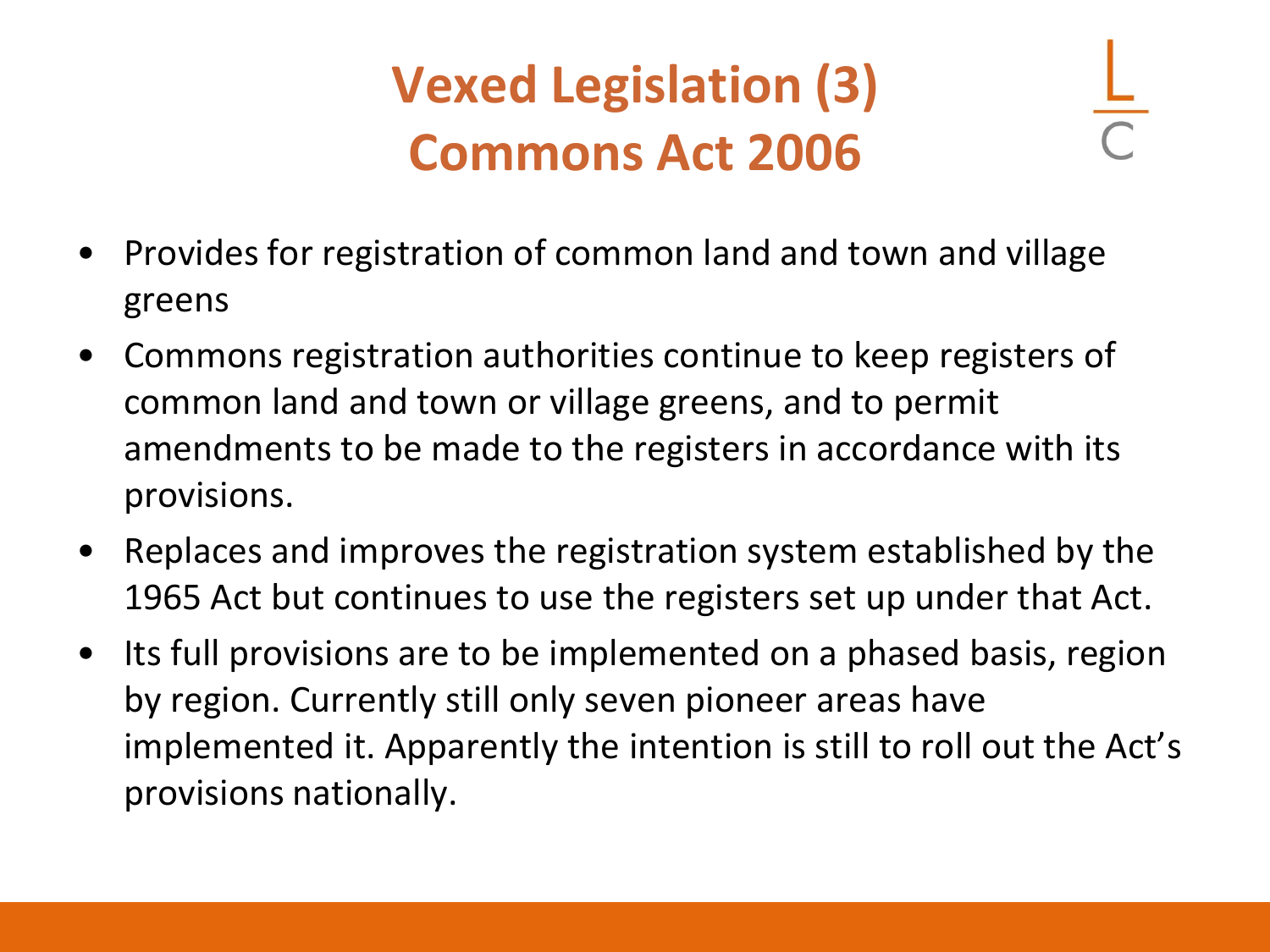# Vexed Legislation (3)
# Commons Act 2006

- Provides for registration of common land and town and village greens
- Commons registration authorities continue to keep registers of common land and town or village greens, and to permit amendments to be made to the registers in accordance with its provisions.
- Replaces and improves the registration system established by the 1965 Act but continues to use the registers set up under that Act.
- Its full provisions are to be implemented on a phased basis, region by region. Currently still only seven pioneer areas have implemented it. Apparently the intention is still to roll out the Act's provisions nationally.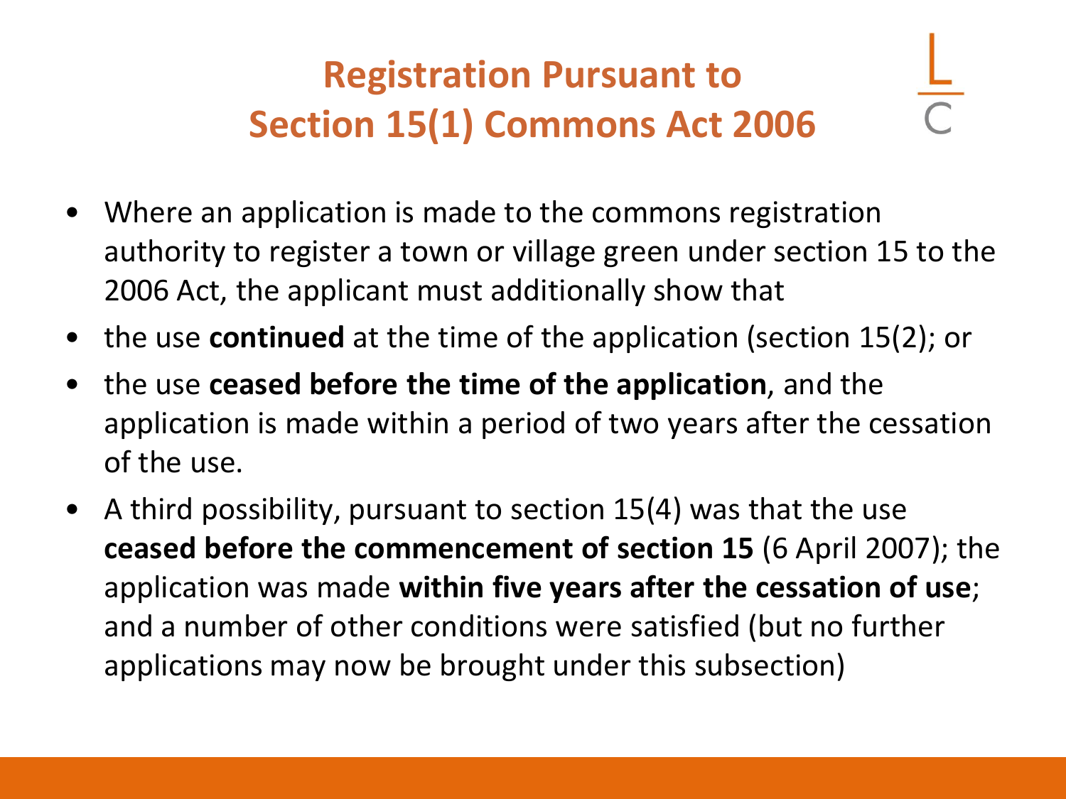# Registration Pursuant to Section 15(1) Commons Act 2006

- Where an application is made to the commons registration authority to register a town or village green under section 15 to the 2006 Act, the applicant must additionally show that
- the use **continued** at the time of the application (section 15(2); or
- the use **ceased before the time of the application**, and the application is made within a period of two years after the cessation of the use.
- A third possibility, pursuant to section 15(4) was that the use **ceased before the commencement of section 15** (6 April 2007); the application was made **within five years after the cessation of use**; and a number of other conditions were satisfied (but no further applications may now be brought under this subsection)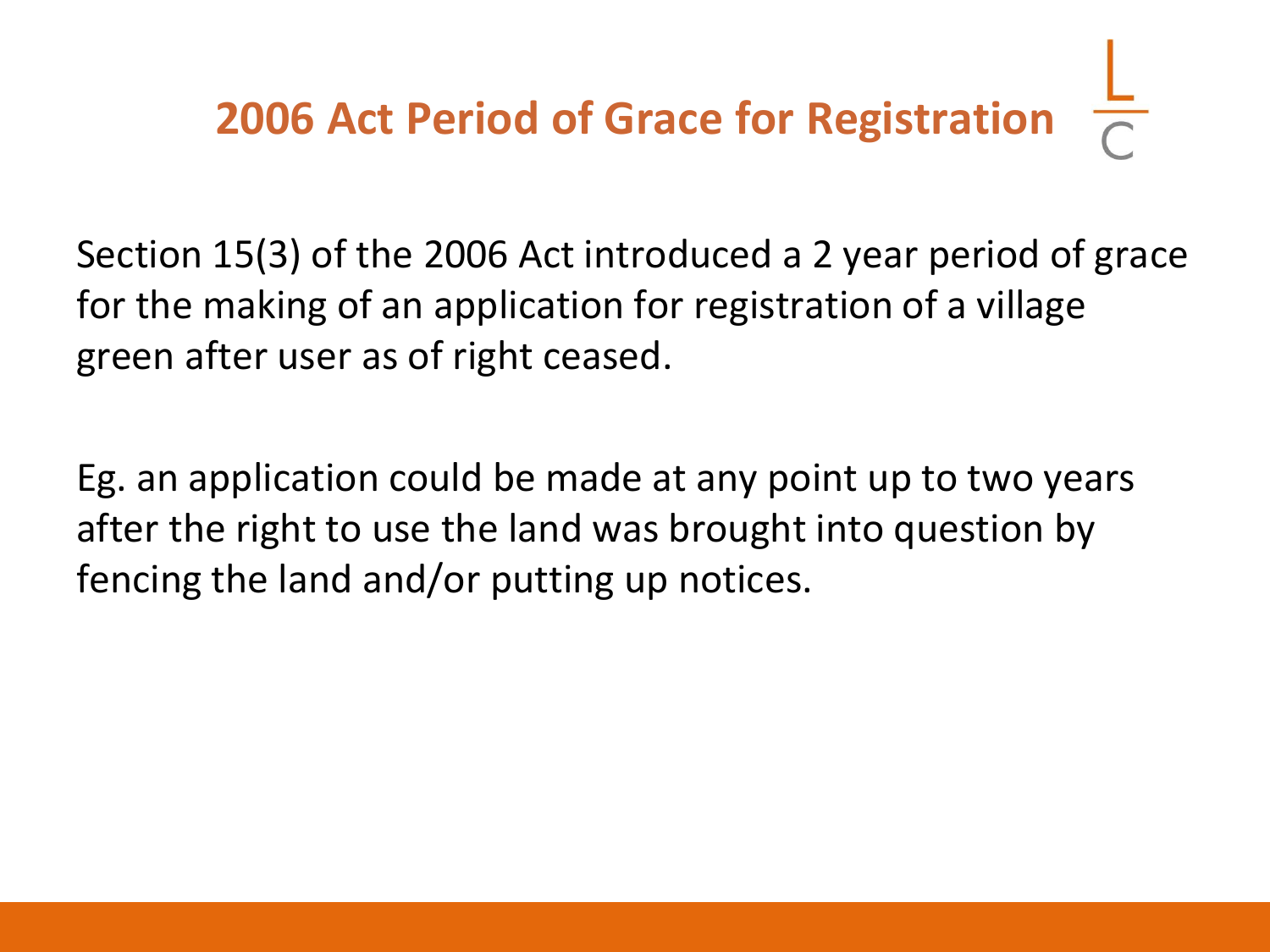# 2006 Act Period of Grace for Registration

Section 15(3) of the 2006 Act introduced a 2 year period of grace for the making of an application for registration of a village green after user as of right ceased.

Eg. an application could be made at any point up to two years after the right to use the land was brought into question by fencing the land and/or putting up notices.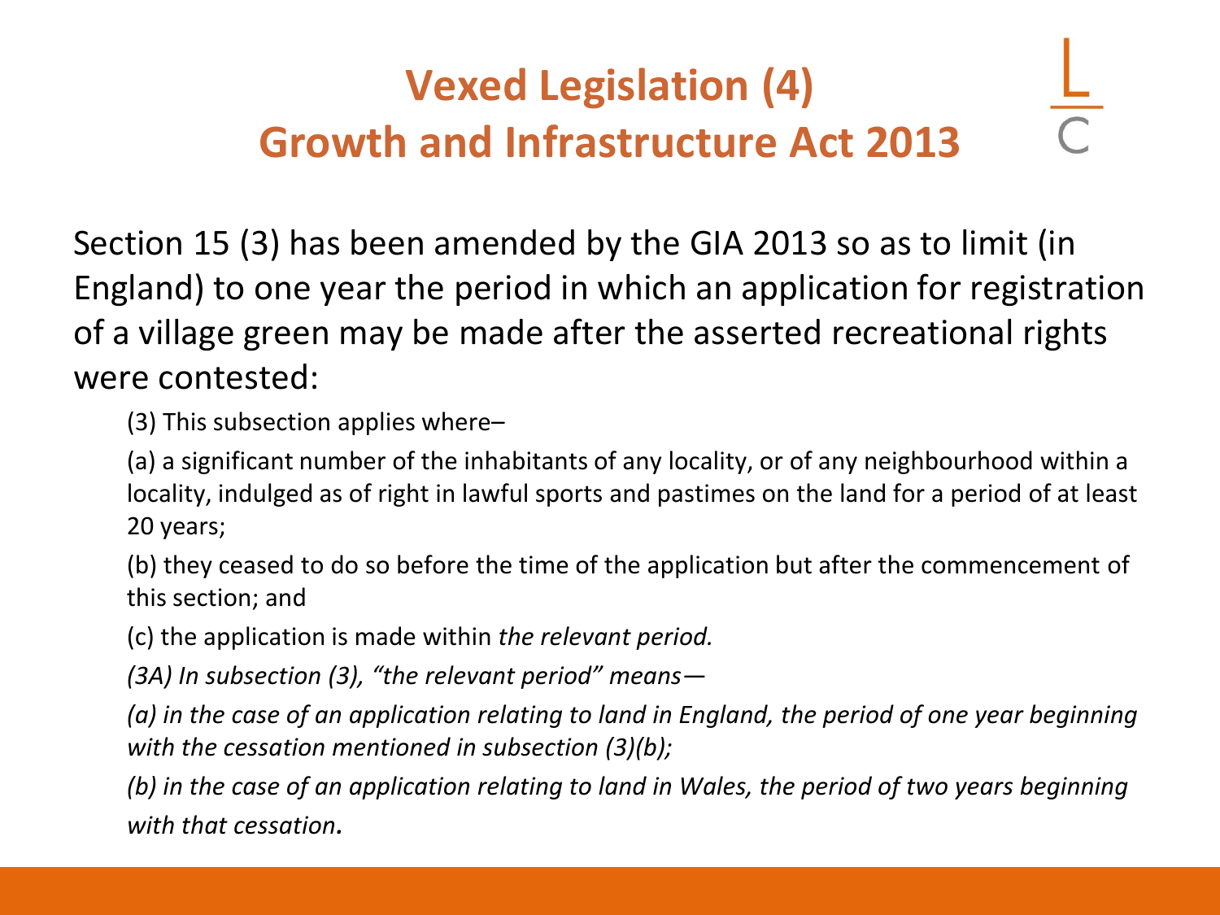# Vexed Legislation (4)
# Growth and Infrastructure Act 2013

Section 15 (3) has been amended by the GIA 2013 so as to limit (in England) to one year the period in which an application for registration of a village green may be made after the asserted recreational rights were contested:

(3) This subsection applies where–

(a) a significant number of the inhabitants of any locality, or of any neighbourhood within a locality, indulged as of right in lawful sports and pastimes on the land for a period of at least 20 years;

(b) they ceased to do so before the time of the application but after the commencement of this section; and

(c) the application is made within *the relevant period.*

*(3A) In subsection (3), "the relevant period" means—*

*(a) in the case of an application relating to land in England, the period of one year beginning with the cessation mentioned in subsection (3)(b);*

*(b) in the case of an application relating to land in Wales, the period of two years beginning with that cessation.*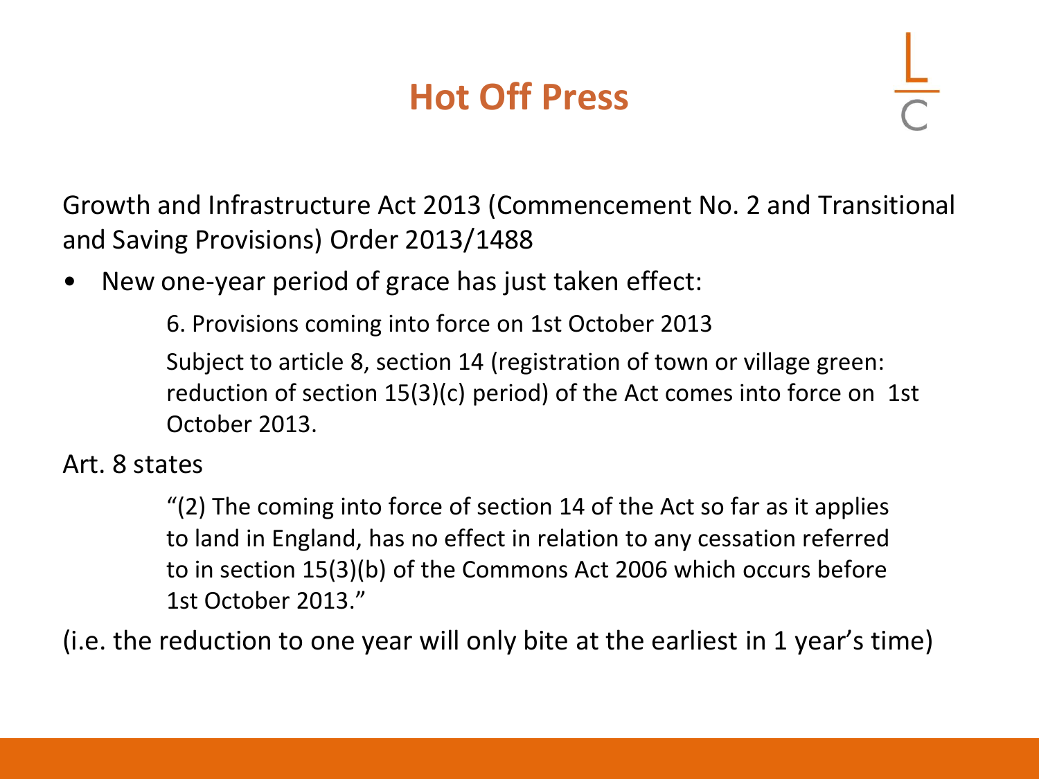# Hot Off Press

Growth and Infrastructure Act 2013 (Commencement No. 2 and Transitional and Saving Provisions) Order 2013/1488

- New one-year period of grace has just taken effect:

  6. Provisions coming into force on 1st October 2013

  Subject to article 8, section 14 (registration of town or village green: reduction of section 15(3)(c) period) of the Act comes into force on 1st October 2013.

Art. 8 states

> “(2) The coming into force of section 14 of the Act so far as it applies to land in England, has no effect in relation to any cessation referred to in section 15(3)(b) of the Commons Act 2006 which occurs before 1st October 2013.”

(i.e. the reduction to one year will only bite at the earliest in 1 year’s time)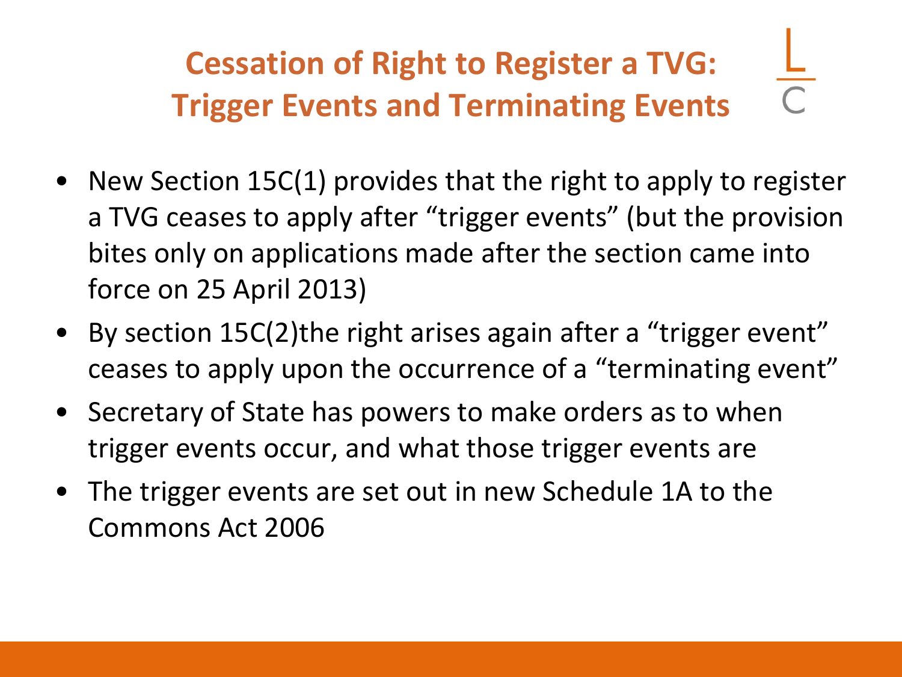# Cessation of Right to Register a TVG: Trigger Events and Terminating Events

- New Section 15C(1) provides that the right to apply to register a TVG ceases to apply after "trigger events" (but the provision bites only on applications made after the section came into force on 25 April 2013)
- By section 15C(2)the right arises again after a "trigger event" ceases to apply upon the occurrence of a "terminating event"
- Secretary of State has powers to make orders as to when trigger events occur, and what those trigger events are
- The trigger events are set out in new Schedule 1A to the Commons Act 2006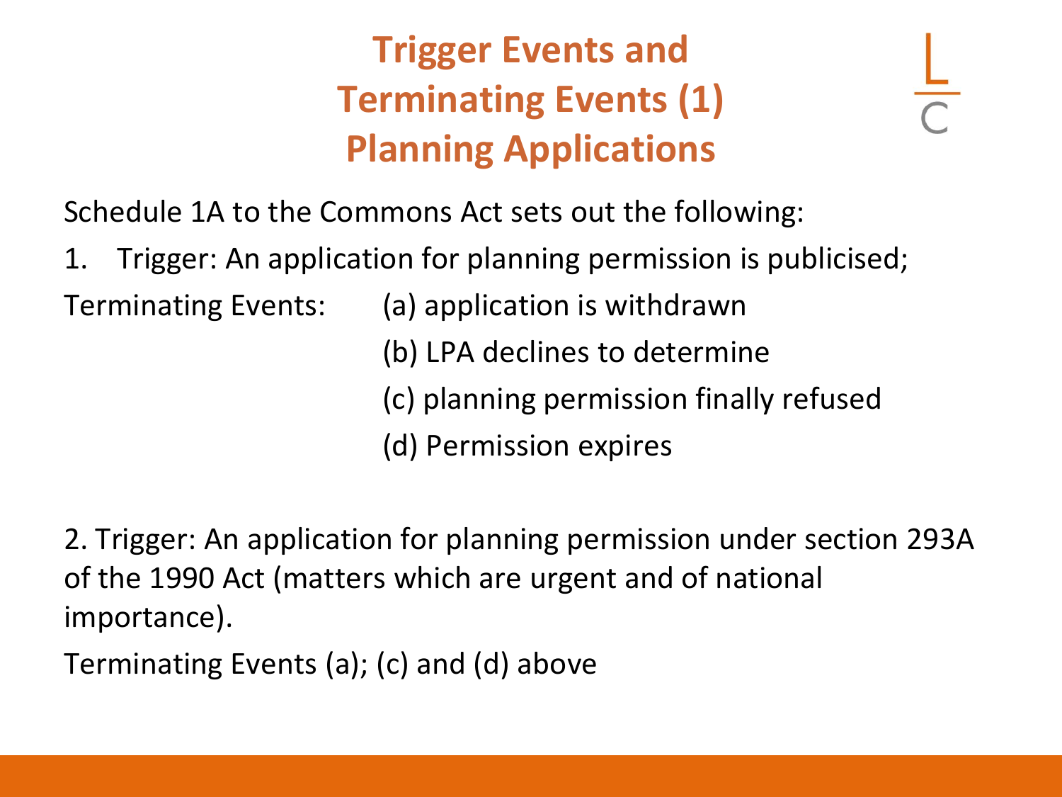# Trigger Events and Terminating Events (1) Planning Applications

Schedule 1A to the Commons Act sets out the following:

1. Trigger: An application for planning permission is publicised;

Terminating Events:

(a) application is withdrawn

(b) LPA declines to determine

(c) planning permission finally refused

(d) Permission expires

2. Trigger: An application for planning permission under section 293A of the 1990 Act (matters which are urgent and of national importance).

Terminating Events (a); (c) and (d) above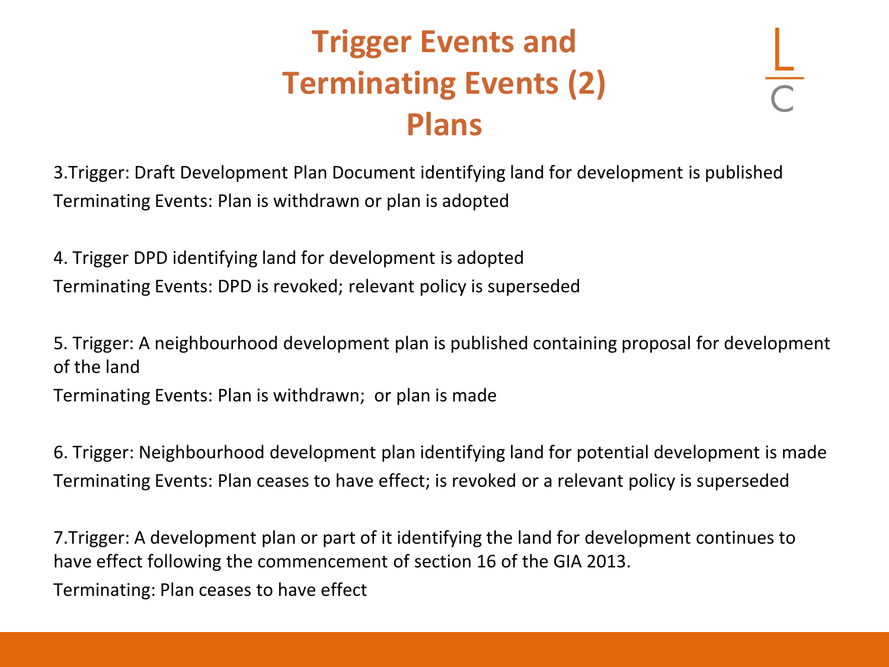# Trigger Events and Terminating Events (2) Plans

3.Trigger: Draft Development Plan Document identifying land for development is published

Terminating Events: Plan is withdrawn or plan is adopted

4. Trigger DPD identifying land for development is adopted

Terminating Events: DPD is revoked; relevant policy is superseded

5. Trigger: A neighbourhood development plan is published containing proposal for development of the land

Terminating Events: Plan is withdrawn;  or plan is made

6. Trigger: Neighbourhood development plan identifying land for potential development is made

Terminating Events: Plan ceases to have effect; is revoked or a relevant policy is superseded

7.Trigger: A development plan or part of it identifying the land for development continues to have effect following the commencement of section 16 of the GIA 2013.

Terminating: Plan ceases to have effect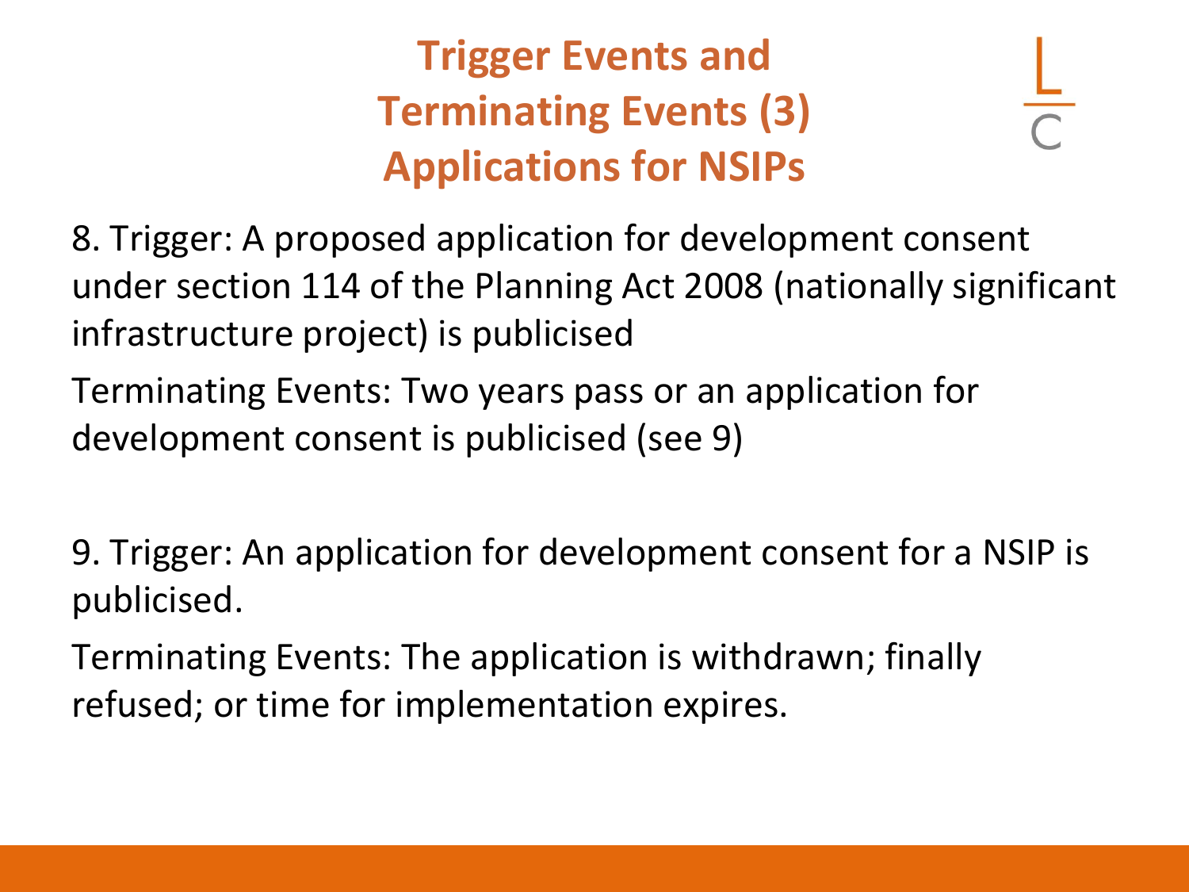# Trigger Events and Terminating Events (3) Applications for NSIPs

8. Trigger: A proposed application for development consent under section 114 of the Planning Act 2008 (nationally significant infrastructure project) is publicised

Terminating Events: Two years pass or an application for development consent is publicised (see 9)

9. Trigger: An application for development consent for a NSIP is publicised.

Terminating Events: The application is withdrawn; finally refused; or time for implementation expires.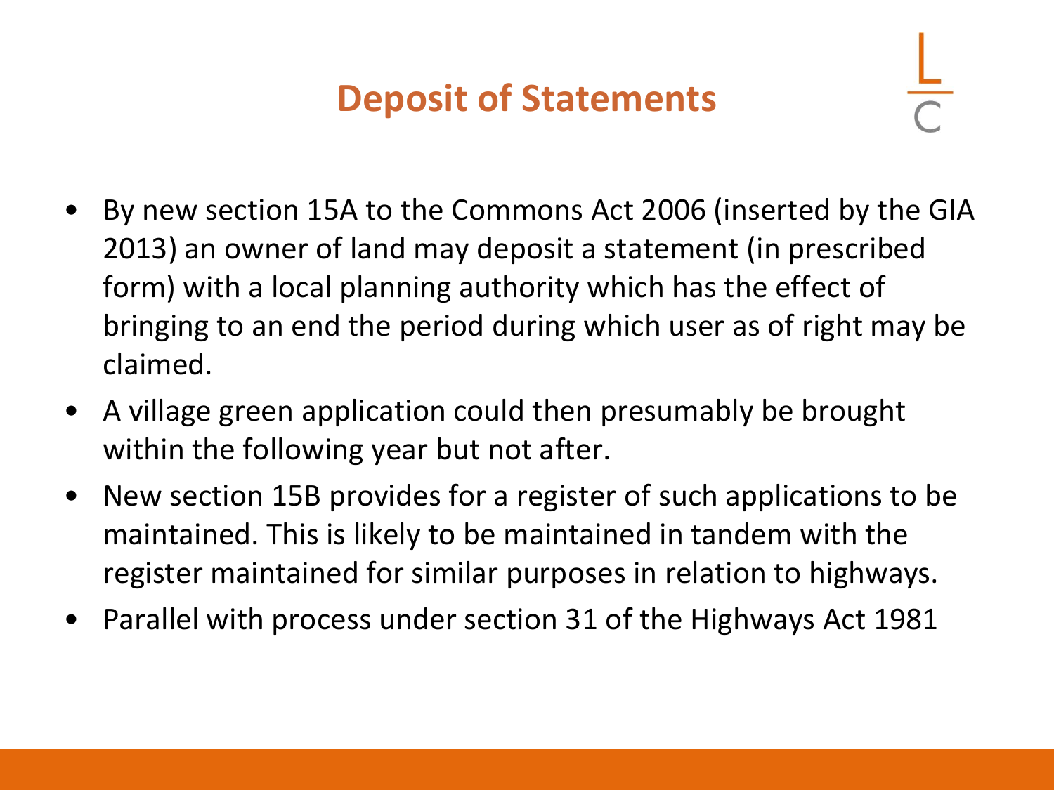# Deposit of Statements

- By new section 15A to the Commons Act 2006 (inserted by the GIA 2013) an owner of land may deposit a statement (in prescribed form) with a local planning authority which has the effect of bringing to an end the period during which user as of right may be claimed.
- A village green application could then presumably be brought within the following year but not after.
- New section 15B provides for a register of such applications to be maintained. This is likely to be maintained in tandem with the register maintained for similar purposes in relation to highways.
- Parallel with process under section 31 of the Highways Act 1981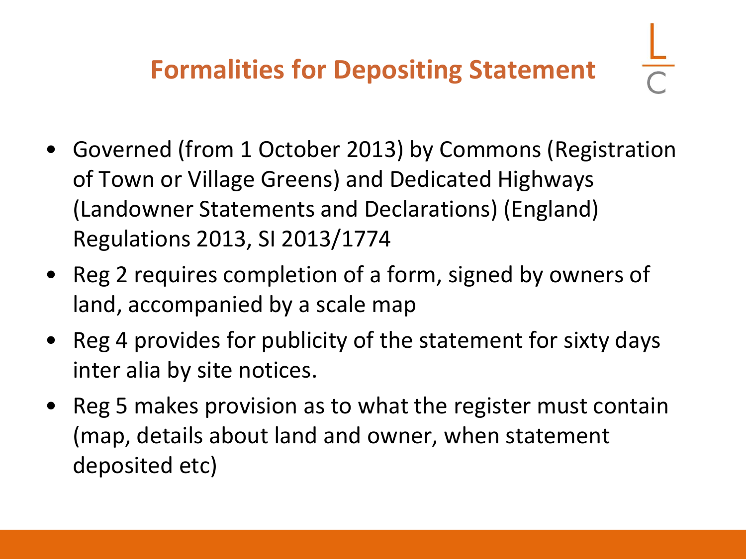# Formalities for Depositing Statement

- Governed (from 1 October 2013) by Commons (Registration of Town or Village Greens) and Dedicated Highways (Landowner Statements and Declarations) (England) Regulations 2013, SI 2013/1774
- Reg 2 requires completion of a form, signed by owners of land, accompanied by a scale map
- Reg 4 provides for publicity of the statement for sixty days inter alia by site notices.
- Reg 5 makes provision as to what the register must contain (map, details about land and owner, when statement deposited etc)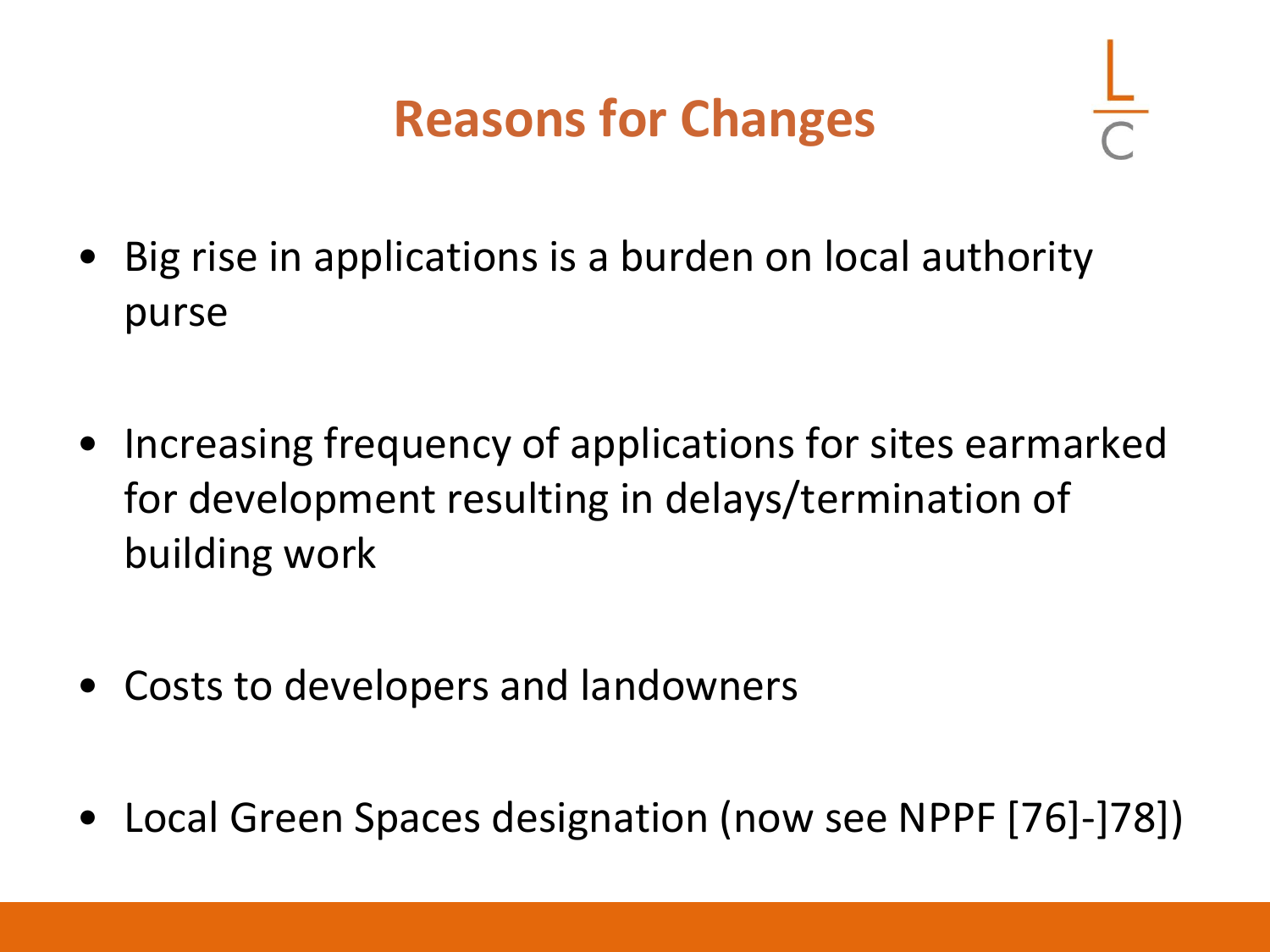# Reasons for Changes

- Big rise in applications is a burden on local authority purse

- Increasing frequency of applications for sites earmarked for development resulting in delays/termination of building work

- Costs to developers and landowners

- Local Green Spaces designation (now see NPPF [76]-]78])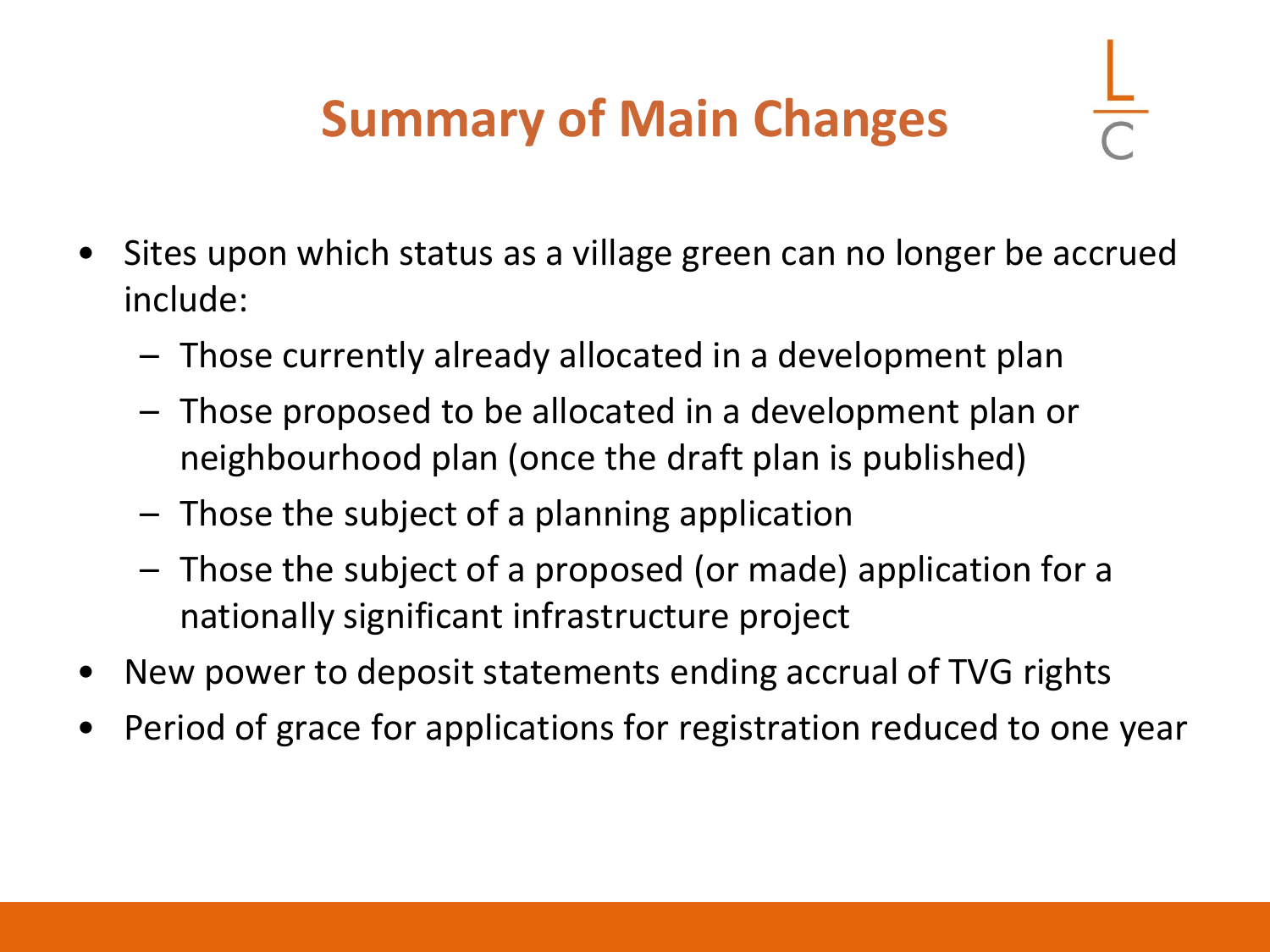# Summary of Main Changes

- Sites upon which status as a village green can no longer be accrued include:
  - Those currently already allocated in a development plan
  - Those proposed to be allocated in a development plan or neighbourhood plan (once the draft plan is published)
  - Those the subject of a planning application
  - Those the subject of a proposed (or made) application for a nationally significant infrastructure project
- New power to deposit statements ending accrual of TVG rights
- Period of grace for applications for registration reduced to one year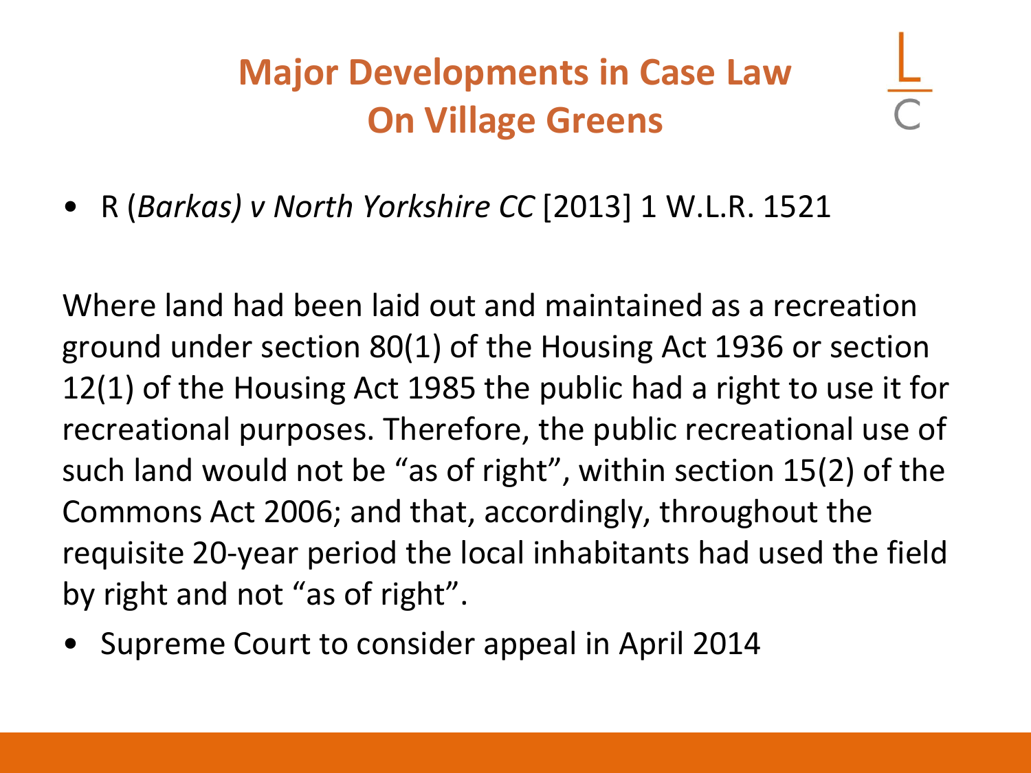# Major Developments in Case Law On Village Greens

- R (*Barkas) v North Yorkshire CC* [2013] 1 W.L.R. 1521

Where land had been laid out and maintained as a recreation ground under section 80(1) of the Housing Act 1936 or section 12(1) of the Housing Act 1985 the public had a right to use it for recreational purposes. Therefore, the public recreational use of such land would not be "as of right", within section 15(2) of the Commons Act 2006; and that, accordingly, throughout the requisite 20-year period the local inhabitants had used the field by right and not "as of right".

- Supreme Court to consider appeal in April 2014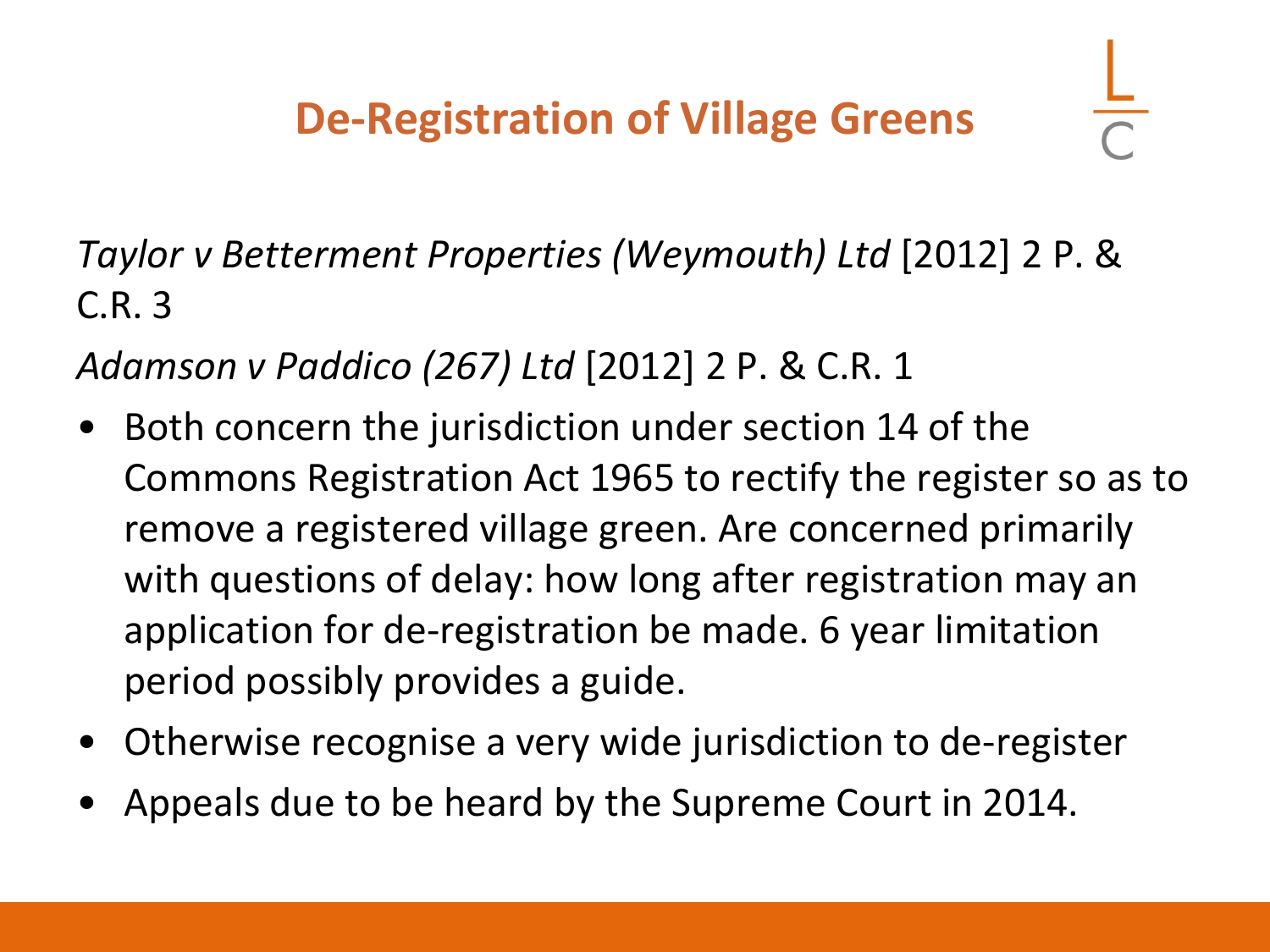# De-Registration of Village Greens

*Taylor v Betterment Properties (Weymouth) Ltd* [2012] 2 P. & C.R. 3

*Adamson v Paddico (267) Ltd* [2012] 2 P. & C.R. 1

- Both concern the jurisdiction under section 14 of the Commons Registration Act 1965 to rectify the register so as to remove a registered village green. Are concerned primarily with questions of delay: how long after registration may an application for de-registration be made. 6 year limitation period possibly provides a guide.
- Otherwise recognise a very wide jurisdiction to de-register
- Appeals due to be heard by the Supreme Court in 2014.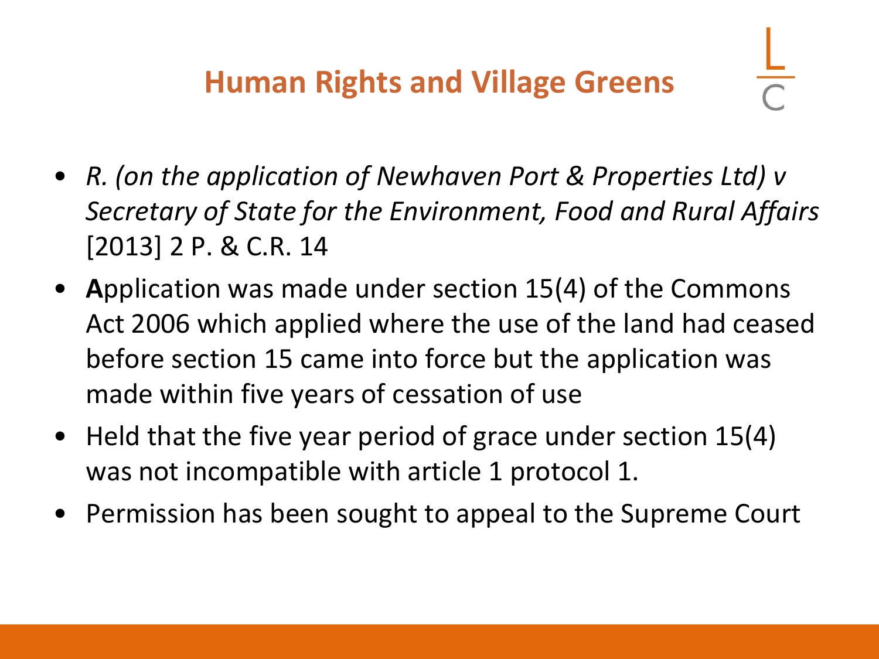# Human Rights and Village Greens

- *R. (on the application of Newhaven Port & Properties Ltd) v Secretary of State for the Environment, Food and Rural Affairs* [2013] 2 P. & C.R. 14
- **A**pplication was made under section 15(4) of the Commons Act 2006 which applied where the use of the land had ceased before section 15 came into force but the application was made within five years of cessation of use
- Held that the five year period of grace under section 15(4) was not incompatible with article 1 protocol 1.
- Permission has been sought to appeal to the Supreme Court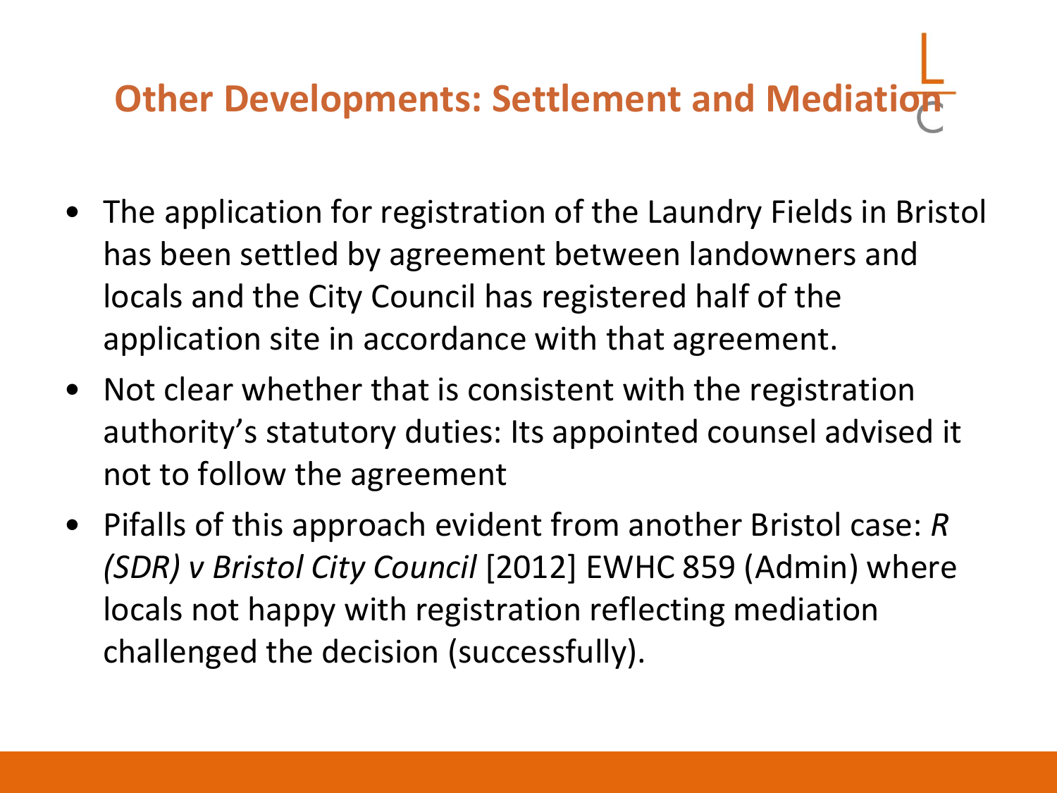# Other Developments: Settlement and Mediation

- The application for registration of the Laundry Fields in Bristol has been settled by agreement between landowners and locals and the City Council has registered half of the application site in accordance with that agreement.
- Not clear whether that is consistent with the registration authority's statutory duties: Its appointed counsel advised it not to follow the agreement
- Pifalls of this approach evident from another Bristol case: *R (SDR) v Bristol City Council* [2012] EWHC 859 (Admin) where locals not happy with registration reflecting mediation challenged the decision (successfully).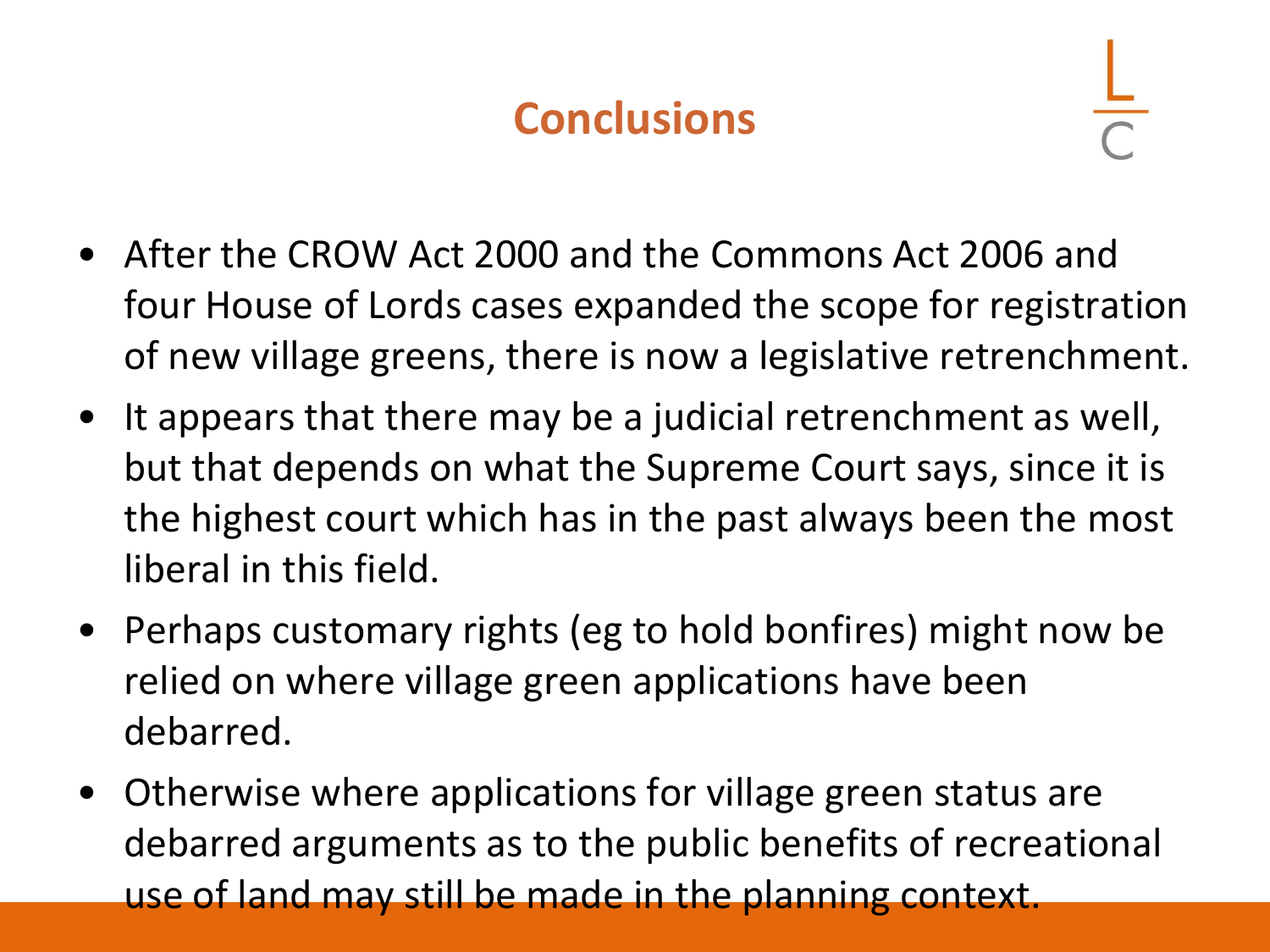# Conclusions

- After the CROW Act 2000 and the Commons Act 2006 and four House of Lords cases expanded the scope for registration of new village greens, there is now a legislative retrenchment.
- It appears that there may be a judicial retrenchment as well, but that depends on what the Supreme Court says, since it is the highest court which has in the past always been the most liberal in this field.
- Perhaps customary rights (eg to hold bonfires) might now be relied on where village green applications have been debarred.
- Otherwise where applications for village green status are debarred arguments as to the public benefits of recreational use of land may still be made in the planning context.